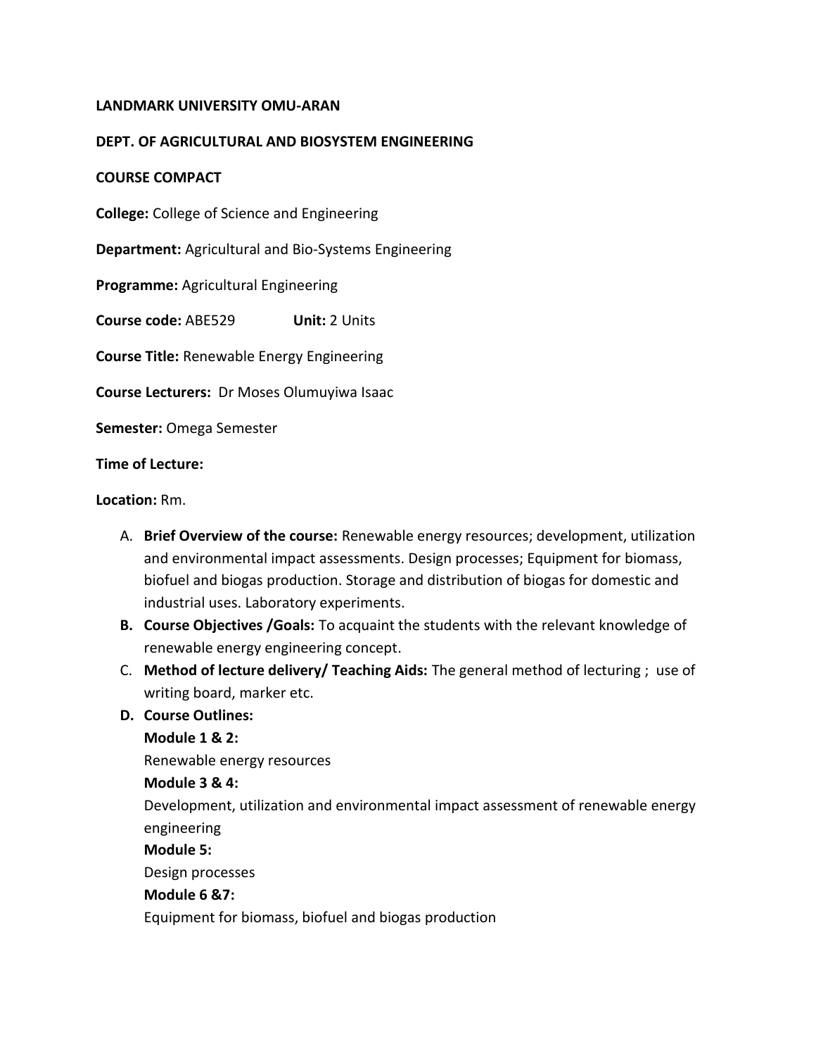**LANDMARK UNIVERSITY OMU-ARAN**

**DEPT. OF AGRICULTURAL AND BIOSYSTEM ENGINEERING**

**COURSE COMPACT**

**College:** College of Science and Engineering

**Department:** Agricultural and Bio-Systems Engineering

**Programme:** Agricultural Engineering

**Course code:** ABE529 **Unit:** 2 Units

**Course Title:** Renewable Energy Engineering

**Course Lecturers:** Dr Moses Olumuyiwa Isaac

**Semester:** Omega Semester

**Time of Lecture:**

**Location:** Rm.

A. **Brief Overview of the course:** Renewable energy resources; development, utilization and environmental impact assessments. Design processes; Equipment for biomass, biofuel and biogas production. Storage and distribution of biogas for domestic and industrial uses. Laboratory experiments.
B. **Course Objectives /Goals:** To acquaint the students with the relevant knowledge of renewable energy engineering concept.
C. **Method of lecture delivery/ Teaching Aids:** The general method of lecturing ; use of writing board, marker etc.
D. **Course Outlines:**

   **Module 1 & 2:**

   Renewable energy resources

   **Module 3 & 4:**

   Development, utilization and environmental impact assessment of renewable energy engineering

   **Module 5:**

   Design processes

   **Module 6 &7:**

   Equipment for biomass, biofuel and biogas production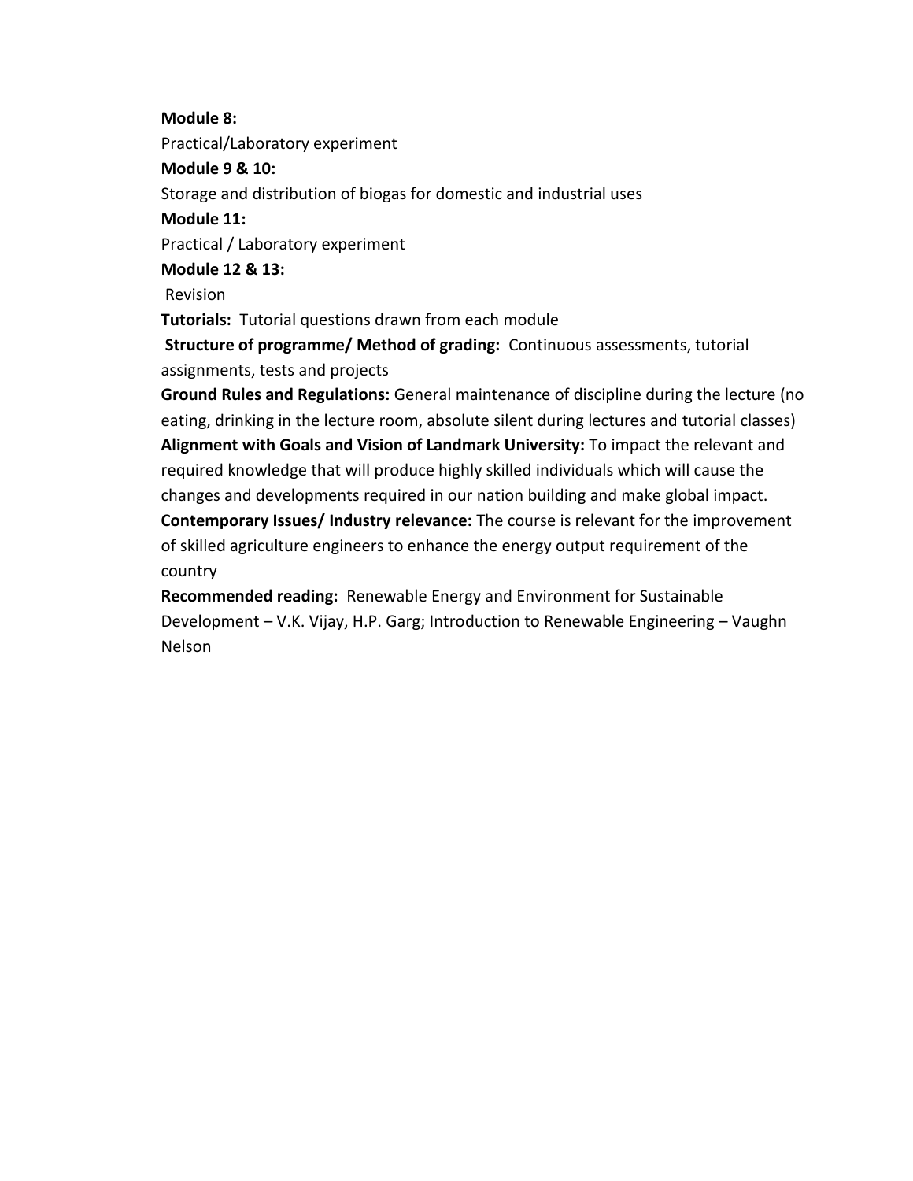**Module 8:**

Practical/Laboratory experiment

**Module 9 & 10:**

Storage and distribution of biogas for domestic and industrial uses

**Module 11:**

Practical / Laboratory experiment

**Module 12 & 13:**

Revision

**Tutorials:** Tutorial questions drawn from each module

**Structure of programme/ Method of grading:** Continuous assessments, tutorial assignments, tests and projects

**Ground Rules and Regulations:** General maintenance of discipline during the lecture (no eating, drinking in the lecture room, absolute silent during lectures and tutorial classes)

**Alignment with Goals and Vision of Landmark University:** To impact the relevant and required knowledge that will produce highly skilled individuals which will cause the changes and developments required in our nation building and make global impact.

**Contemporary Issues/ Industry relevance:** The course is relevant for the improvement of skilled agriculture engineers to enhance the energy output requirement of the country

**Recommended reading:** Renewable Energy and Environment for Sustainable Development – V.K. Vijay, H.P. Garg; Introduction to Renewable Engineering – Vaughn Nelson